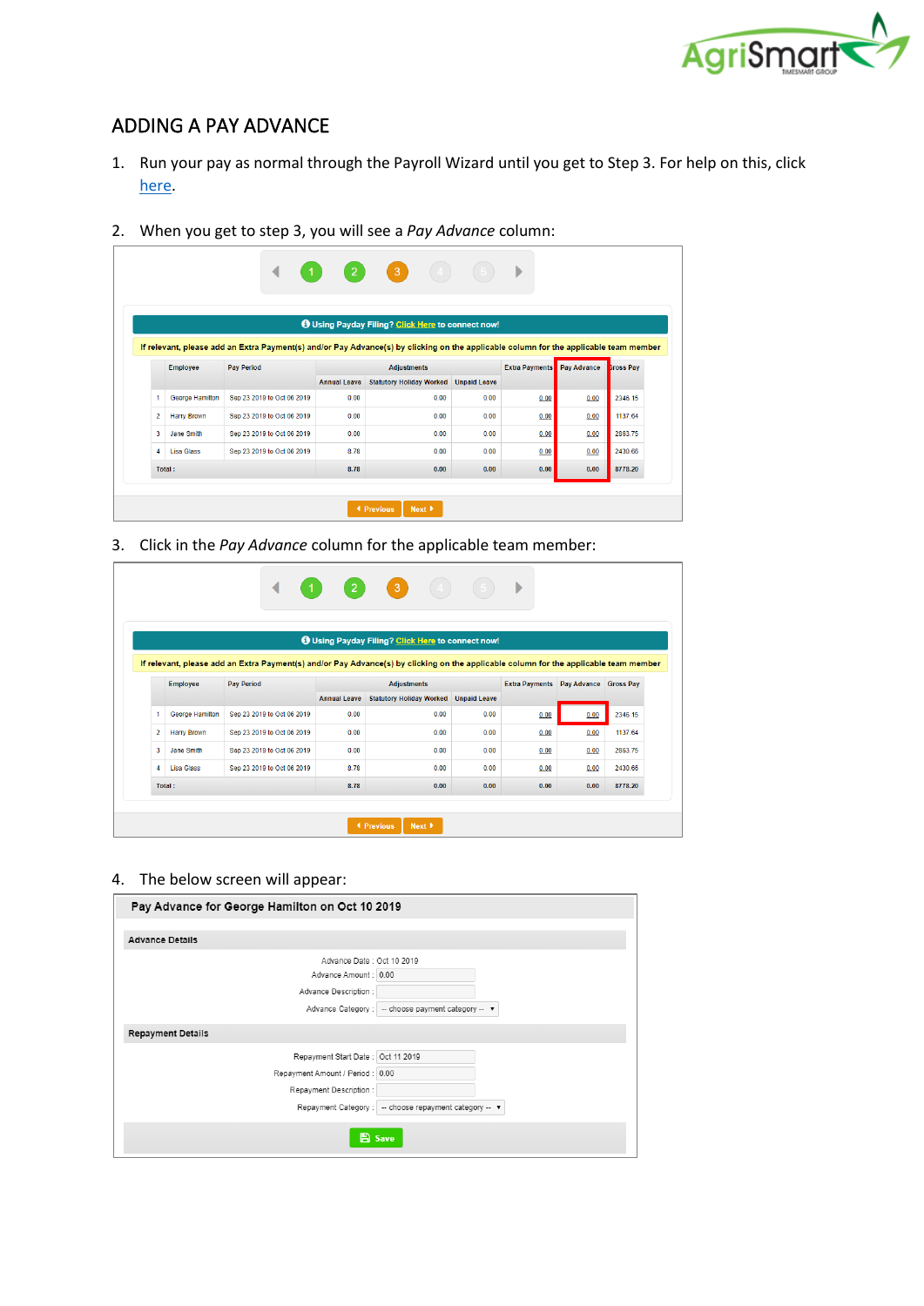# ADDING A PAY ADVANCE

1. Run your pay as normal through the Payroll Wizard until you get to Step 3. For help on this, click here.

2. When you get to step 3, you will see a *Pay Advance* column:

3. Click in the *Pay Advance* column for the applicable team member:

4. The below screen will appear: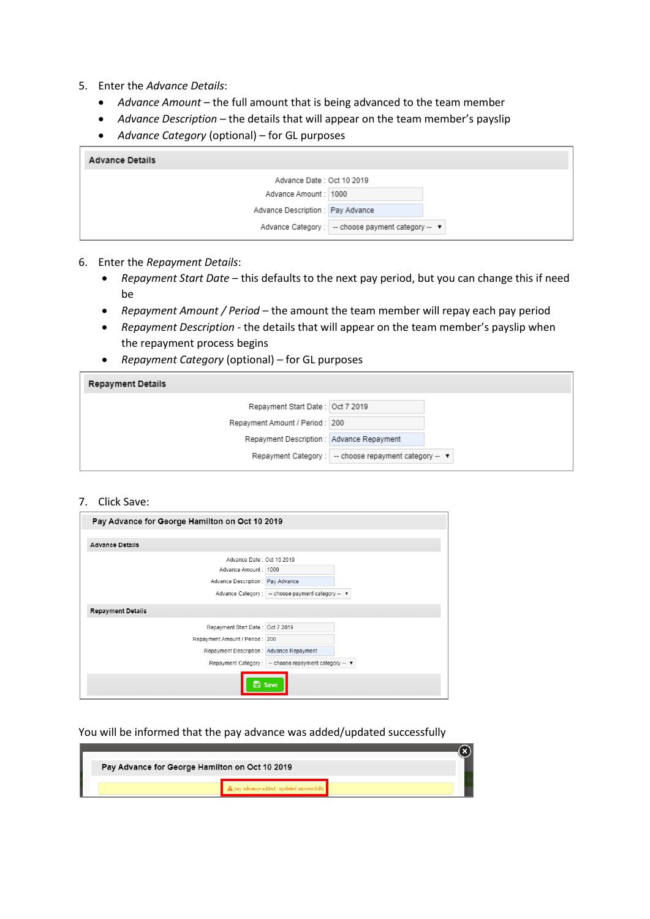5. Enter the *Advance Details*:
   - *Advance Amount* – the full amount that is being advanced to the team member
   - *Advance Description* – the details that will appear on the team member's payslip
   - *Advance Category* (optional) – for GL purposes

**Advance Details**

| | |
|---|---|
| Advance Date : | Oct 10 2019 |
| Advance Amount : | 1000 |
| Advance Description : | Pay Advance |
| Advance Category : | -- choose payment category -- |

6. Enter the *Repayment Details*:
   - *Repayment Start Date* – this defaults to the next pay period, but you can change this if need be
   - *Repayment Amount / Period* – the amount the team member will repay each pay period
   - *Repayment Description* - the details that will appear on the team member's payslip when the repayment process begins
   - *Repayment Category* (optional) – for GL purposes

**Repayment Details**

| | |
|---|---|
| Repayment Start Date : | Oct 7 2019 |
| Repayment Amount / Period : | 200 |
| Repayment Description : | Advance Repayment |
| Repayment Category : | -- choose repayment category -- |

7. Click Save:

**Pay Advance for George Hamilton on Oct 10 2019**

**Advance Details**

| | |
|---|---|
| Advance Date : | Oct 10 2019 |
| Advance Amount : | 1000 |
| Advance Description : | Pay Advance |
| Advance Category : | -- choose payment category -- |

**Repayment Details**

| | |
|---|---|
| Repayment Start Date : | Oct 7 2019 |
| Repayment Amount / Period : | 200 |
| Repayment Description : | Advance Repayment |
| Repayment Category : | -- choose repayment category -- |

Save

You will be informed that the pay advance was added/updated successfully

**Pay Advance for George Hamilton on Oct 10 2019**

pay advance added / updated successfully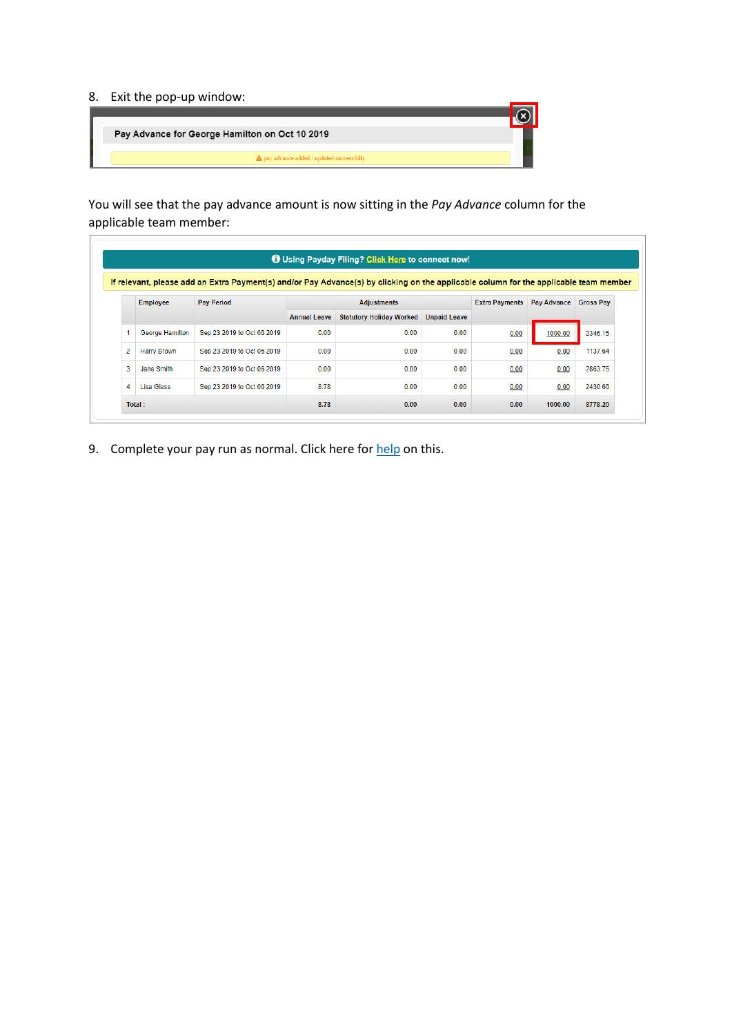8. Exit the pop-up window:

Pay Advance for George Hamilton on Oct 10 2019

pay advance added / updated successfully

You will see that the pay advance amount is now sitting in the *Pay Advance* column for the applicable team member:

Using Payday Filing? Click Here to connect now!

If relevant, please add an Extra Payment(s) and/or Pay Advance(s) by clicking on the applicable column for the applicable team member

| | Employee | Pay Period | Adjustments | | | Extra Payments | Pay Advance | Gross Pay |
|---|---|---|---|---|---|---|---|---|
| | | | Annual Leave | Statutory Holiday Worked | Unpaid Leave | | | |
| 1 | George Hamilton | Sep 23 2019 to Oct 06 2019 | 0.00 | 0.00 | 0.00 | 0.00 | 1000.00 | 2346.15 |
| 2 | Harry Brown | Sep 23 2019 to Oct 06 2019 | 0.00 | 0.00 | 0.00 | 0.00 | 0.00 | 1137.64 |
| 3 | Jane Smith | Sep 23 2019 to Oct 06 2019 | 0.00 | 0.00 | 0.00 | 0.00 | 0.00 | 2863.75 |
| 4 | Lisa Glass | Sep 23 2019 to Oct 06 2019 | 8.78 | 0.00 | 0.00 | 0.00 | 0.00 | 2430.66 |
| Total : | | | 8.78 | 0.00 | 0.00 | 0.00 | 1000.00 | 8778.20 |

9. Complete your pay run as normal. Click here for help on this.